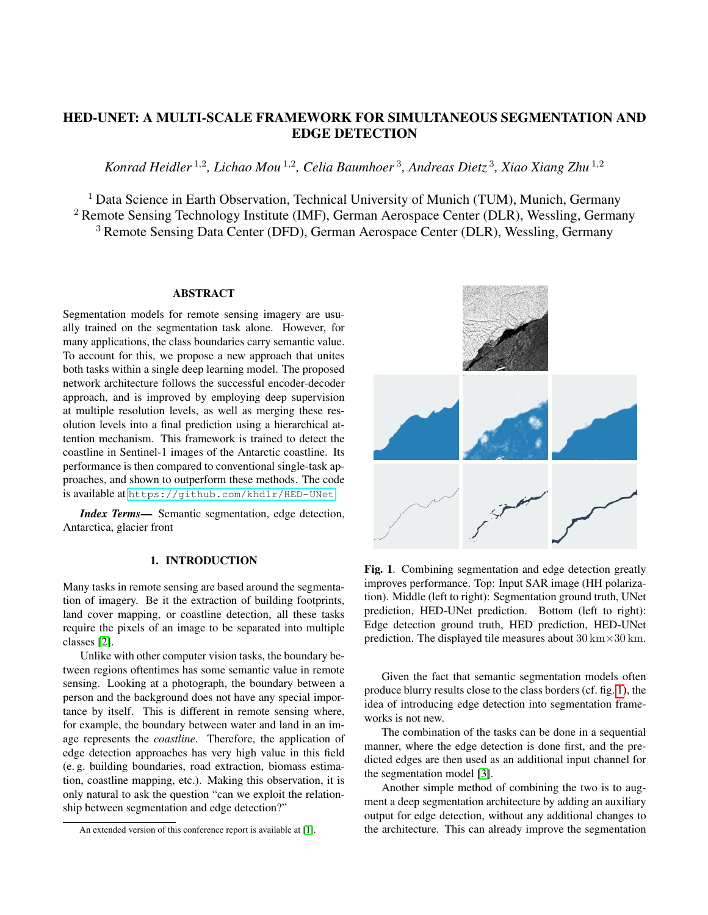# HED-UNET: A MULTI-SCALE FRAMEWORK FOR SIMULTANEOUS SEGMENTATION AND EDGE DETECTION

*Konrad Heidler [1,2], Lichao Mou [1,2], Celia Baumhoer [3], Andreas Dietz [3], Xiao Xiang Zhu [1,2]*

[1] Data Science in Earth Observation, Technical University of Munich (TUM), Munich, Germany
[2] Remote Sensing Technology Institute (IMF), German Aerospace Center (DLR), Wessling, Germany
[3] Remote Sensing Data Center (DFD), German Aerospace Center (DLR), Wessling, Germany

## ABSTRACT

Segmentation models for remote sensing imagery are usually trained on the segmentation task alone. However, for many applications, the class boundaries carry semantic value. To account for this, we propose a new approach that unites both tasks within a single deep learning model. The proposed network architecture follows the successful encoder-decoder approach, and is improved by employing deep supervision at multiple resolution levels, as well as merging these resolution levels into a final prediction using a hierarchical attention mechanism. This framework is trained to detect the coastline in Sentinel-1 images of the Antarctic coastline. Its performance is then compared to conventional single-task approaches, and shown to outperform these methods. The code is available at https://github.com/khdlr/HED-UNet.

***Index Terms*—** Semantic segmentation, edge detection, Antarctica, glacier front

## 1. INTRODUCTION

Many tasks in remote sensing are based around the segmentation of imagery. Be it the extraction of building footprints, land cover mapping, or coastline detection, all these tasks require the pixels of an image to be separated into multiple classes [2].

Unlike with other computer vision tasks, the boundary between regions oftentimes has some semantic value in remote sensing. Looking at a photograph, the boundary between a person and the background does not have any special importance by itself. This is different in remote sensing where, for example, the boundary between water and land in an image represents the *coastline*. Therefore, the application of edge detection approaches has very high value in this field (e. g. building boundaries, road extraction, biomass estimation, coastline mapping, etc.). Making this observation, it is only natural to ask the question "can we exploit the relationship between segmentation and edge detection?"

**Fig. 1**. Combining segmentation and edge detection greatly improves performance. Top: Input SAR image (HH polarization). Middle (left to right): Segmentation ground truth, UNet prediction, HED-UNet prediction. Bottom (left to right): Edge detection ground truth, HED prediction, HED-UNet prediction. The displayed tile measures about $30\,\mathrm{km}\times 30\,\mathrm{km}$.

Given the fact that semantic segmentation models often produce blurry results close to the class borders (cf. fig. 1), the idea of introducing edge detection into segmentation frameworks is not new.

The combination of the tasks can be done in a sequential manner, where the edge detection is done first, and the predicted edges are then used as an additional input channel for the segmentation model [3].

Another simple method of combining the two is to augment a deep segmentation architecture by adding an auxiliary output for edge detection, without any additional changes to the architecture. This can already improve the segmentation

An extended version of this conference report is available at [1].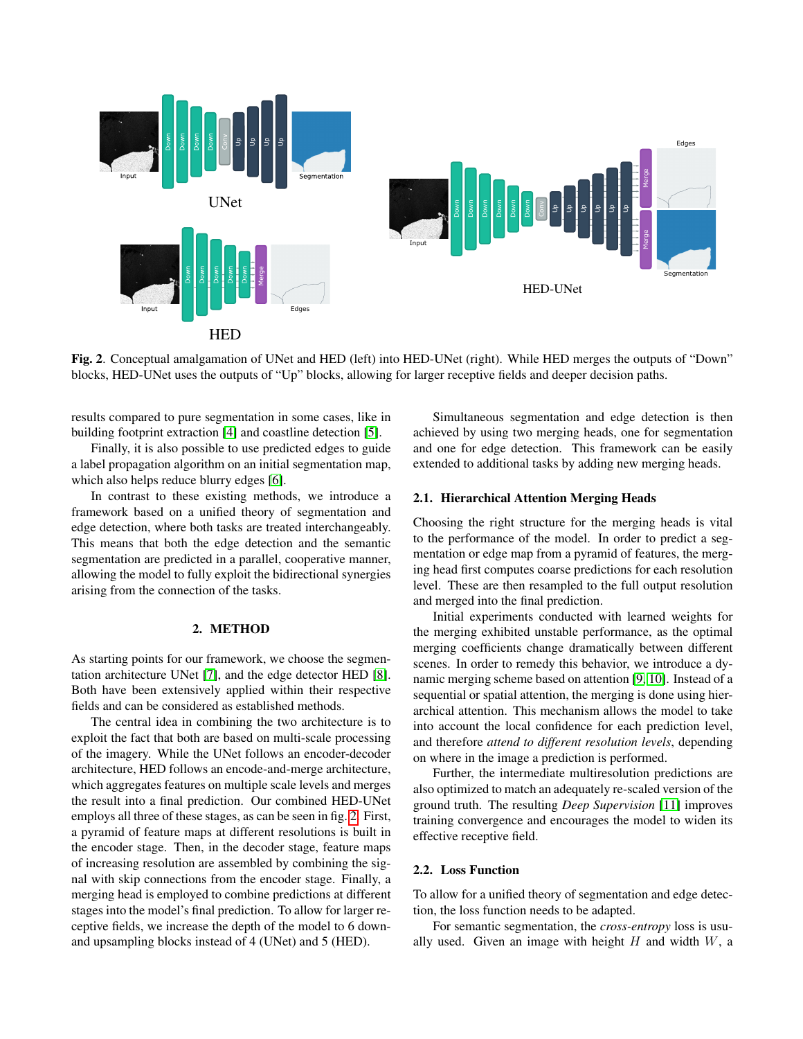**Fig. 2**. Conceptual amalgamation of UNet and HED (left) into HED-UNet (right). While HED merges the outputs of "Down" blocks, HED-UNet uses the outputs of "Up" blocks, allowing for larger receptive fields and deeper decision paths.

results compared to pure segmentation in some cases, like in building footprint extraction [4] and coastline detection [5].

Finally, it is also possible to use predicted edges to guide a label propagation algorithm on an initial segmentation map, which also helps reduce blurry edges [6].

In contrast to these existing methods, we introduce a framework based on a unified theory of segmentation and edge detection, where both tasks are treated interchangeably. This means that both the edge detection and the semantic segmentation are predicted in a parallel, cooperative manner, allowing the model to fully exploit the bidirectional synergies arising from the connection of the tasks.

## 2. METHOD

As starting points for our framework, we choose the segmentation architecture UNet [7], and the edge detector HED [8]. Both have been extensively applied within their respective fields and can be considered as established methods.

The central idea in combining the two architecture is to exploit the fact that both are based on multi-scale processing of the imagery. While the UNet follows an encoder-decoder architecture, HED follows an encode-and-merge architecture, which aggregates features on multiple scale levels and merges the result into a final prediction. Our combined HED-UNet employs all three of these stages, as can be seen in fig. 2. First, a pyramid of feature maps at different resolutions is built in the encoder stage. Then, in the decoder stage, feature maps of increasing resolution are assembled by combining the signal with skip connections from the encoder stage. Finally, a merging head is employed to combine predictions at different stages into the model's final prediction. To allow for larger receptive fields, we increase the depth of the model to 6 down- and upsampling blocks instead of 4 (UNet) and 5 (HED).

Simultaneous segmentation and edge detection is then achieved by using two merging heads, one for segmentation and one for edge detection. This framework can be easily extended to additional tasks by adding new merging heads.

### 2.1. Hierarchical Attention Merging Heads

Choosing the right structure for the merging heads is vital to the performance of the model. In order to predict a segmentation or edge map from a pyramid of features, the merging head first computes coarse predictions for each resolution level. These are then resampled to the full output resolution and merged into the final prediction.

Initial experiments conducted with learned weights for the merging exhibited unstable performance, as the optimal merging coefficients change dramatically between different scenes. In order to remedy this behavior, we introduce a dynamic merging scheme based on attention [9, 10]. Instead of a sequential or spatial attention, the merging is done using hierarchical attention. This mechanism allows the model to take into account the local confidence for each prediction level, and therefore *attend to different resolution levels*, depending on where in the image a prediction is performed.

Further, the intermediate multiresolution predictions are also optimized to match an adequately re-scaled version of the ground truth. The resulting *Deep Supervision* [11] improves training convergence and encourages the model to widen its effective receptive field.

### 2.2. Loss Function

To allow for a unified theory of segmentation and edge detection, the loss function needs to be adapted.

For semantic segmentation, the *cross-entropy* loss is usually used. Given an image with height $H$ and width $W$, a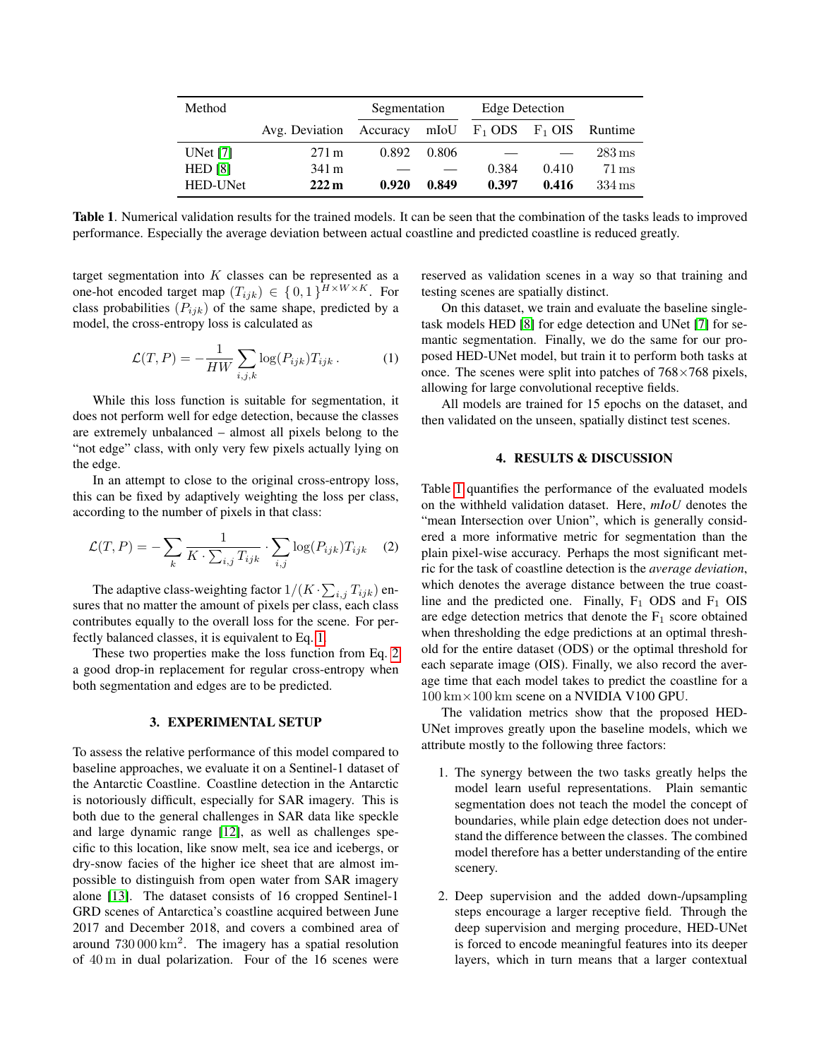| Method | | Segmentation | | Edge Detection | | |
|---|---|---|---|---|---|---|
| | Avg. Deviation | Accuracy | mIoU | $F_1$ ODS | $F_1$ OIS | Runtime |
| UNet [7] | 271 m | 0.892 | 0.806 | — | — | 283 ms |
| HED [8] | 341 m | — | — | 0.384 | 0.410 | 71 ms |
| HED-UNet | **222 m** | **0.920** | **0.849** | **0.397** | **0.416** | 334 ms |

**Table 1**. Numerical validation results for the trained models. It can be seen that the combination of the tasks leads to improved performance. Especially the average deviation between actual coastline and predicted coastline is reduced greatly.

target segmentation into $K$ classes can be represented as a one-hot encoded target map $(T_{ijk}) \in \{0, 1\}^{H \times W \times K}$. For class probabilities $(P_{ijk})$ of the same shape, predicted by a model, the cross-entropy loss is calculated as

$$\mathcal{L}(T, P) = -\frac{1}{HW} \sum_{i,j,k} \log(P_{ijk}) T_{ijk} \,. \tag{1}$$

While this loss function is suitable for segmentation, it does not perform well for edge detection, because the classes are extremely unbalanced – almost all pixels belong to the "not edge" class, with only very few pixels actually lying on the edge.

In an attempt to close to the original cross-entropy loss, this can be fixed by adaptively weighting the loss per class, according to the number of pixels in that class:

$$\mathcal{L}(T, P) = -\sum_k \frac{1}{K \cdot \sum_{i,j} T_{ijk}} \cdot \sum_{i,j} \log(P_{ijk}) T_{ijk} \tag{2}$$

The adaptive class-weighting factor $1/(K \cdot \sum_{i,j} T_{ijk})$ ensures that no matter the amount of pixels per class, each class contributes equally to the overall loss for the scene. For perfectly balanced classes, it is equivalent to Eq. 1.

These two properties make the loss function from Eq. 2 a good drop-in replacement for regular cross-entropy when both segmentation and edges are to be predicted.

## 3. EXPERIMENTAL SETUP

To assess the relative performance of this model compared to baseline approaches, we evaluate it on a Sentinel-1 dataset of the Antarctic Coastline. Coastline detection in the Antarctic is notoriously difficult, especially for SAR imagery. This is both due to the general challenges in SAR data like speckle and large dynamic range [12], as well as challenges specific to this location, like snow melt, sea ice and icebergs, or dry-snow facies of the higher ice sheet that are almost impossible to distinguish from open water from SAR imagery alone [13]. The dataset consists of 16 cropped Sentinel-1 GRD scenes of Antarctica's coastline acquired between June 2017 and December 2018, and covers a combined area of around $730\,000\,\mathrm{km}^2$. The imagery has a spatial resolution of $40\,\mathrm{m}$ in dual polarization. Four of the 16 scenes were reserved as validation scenes in a way so that training and testing scenes are spatially distinct.

On this dataset, we train and evaluate the baseline single-task models HED [8] for edge detection and UNet [7] for semantic segmentation. Finally, we do the same for our proposed HED-UNet model, but train it to perform both tasks at once. The scenes were split into patches of $768 \times 768$ pixels, allowing for large convolutional receptive fields.

All models are trained for 15 epochs on the dataset, and then validated on the unseen, spatially distinct test scenes.

## 4. RESULTS & DISCUSSION

Table 1 quantifies the performance of the evaluated models on the withheld validation dataset. Here, *mIoU* denotes the "mean Intersection over Union", which is generally considered a more informative metric for segmentation than the plain pixel-wise accuracy. Perhaps the most significant metric for the task of coastline detection is the *average deviation*, which denotes the average distance between the true coastline and the predicted one. Finally, $F_1$ ODS and $F_1$ OIS are edge detection metrics that denote the $F_1$ score obtained when thresholding the edge predictions at an optimal threshold for the entire dataset (ODS) or the optimal threshold for each separate image (OIS). Finally, we also record the average time that each model takes to predict the coastline for a $100\,\mathrm{km} \times 100\,\mathrm{km}$ scene on a NVIDIA V100 GPU.

The validation metrics show that the proposed HED-UNet improves greatly upon the baseline models, which we attribute mostly to the following three factors:

1. The synergy between the two tasks greatly helps the model learn useful representations. Plain semantic segmentation does not teach the model the concept of boundaries, while plain edge detection does not understand the difference between the classes. The combined model therefore has a better understanding of the entire scenery.

2. Deep supervision and the added down-/upsampling steps encourage a larger receptive field. Through the deep supervision and merging procedure, HED-UNet is forced to encode meaningful features into its deeper layers, which in turn means that a larger contextual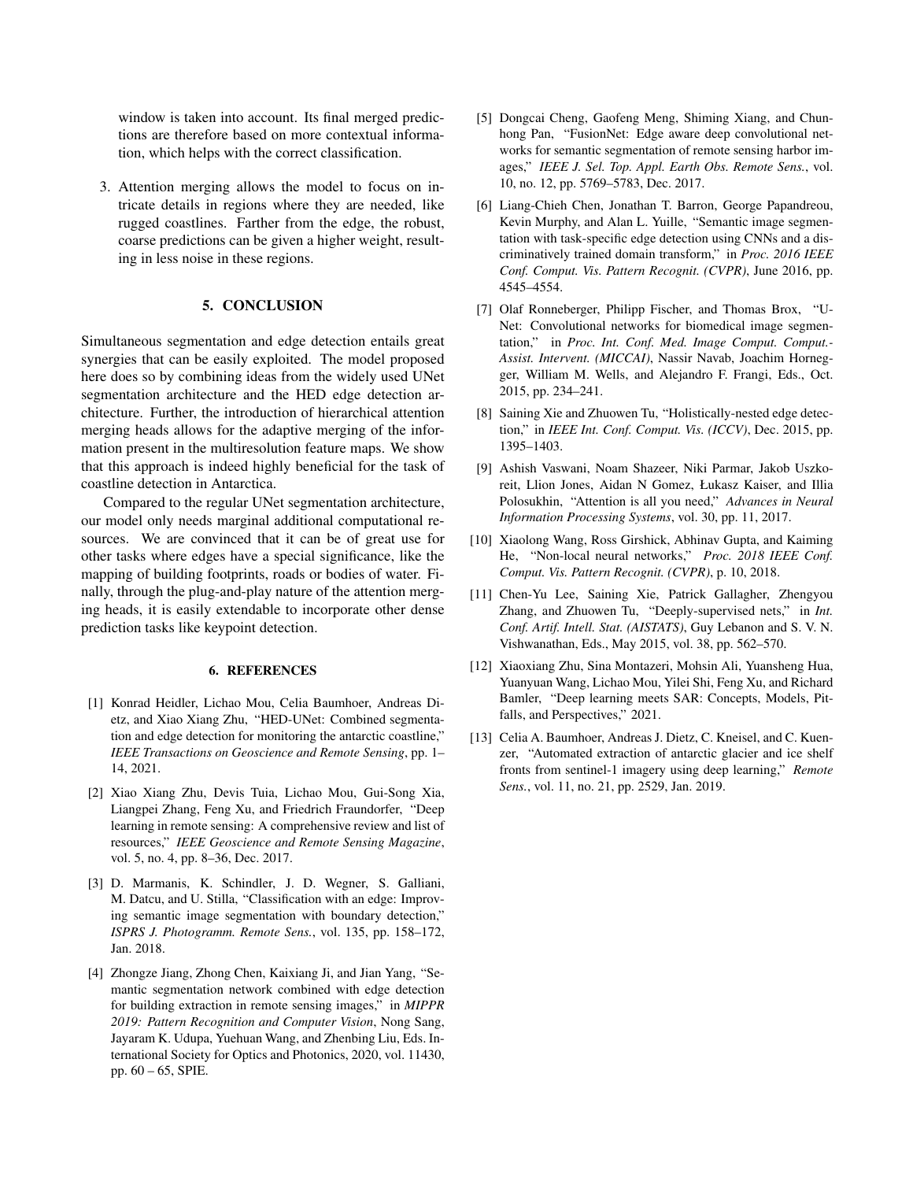window is taken into account. Its final merged predictions are therefore based on more contextual information, which helps with the correct classification.

3. Attention merging allows the model to focus on intricate details in regions where they are needed, like rugged coastlines. Farther from the edge, the robust, coarse predictions can be given a higher weight, resulting in less noise in these regions.

## 5. CONCLUSION

Simultaneous segmentation and edge detection entails great synergies that can be easily exploited. The model proposed here does so by combining ideas from the widely used UNet segmentation architecture and the HED edge detection architecture. Further, the introduction of hierarchical attention merging heads allows for the adaptive merging of the information present in the multiresolution feature maps. We show that this approach is indeed highly beneficial for the task of coastline detection in Antarctica.

Compared to the regular UNet segmentation architecture, our model only needs marginal additional computational resources. We are convinced that it can be of great use for other tasks where edges have a special significance, like the mapping of building footprints, roads or bodies of water. Finally, through the plug-and-play nature of the attention merging heads, it is easily extendable to incorporate other dense prediction tasks like keypoint detection.

## 6. REFERENCES

[1] Konrad Heidler, Lichao Mou, Celia Baumhoer, Andreas Dietz, and Xiao Xiang Zhu, "HED-UNet: Combined segmentation and edge detection for monitoring the antarctic coastline," *IEEE Transactions on Geoscience and Remote Sensing*, pp. 1–14, 2021.

[2] Xiao Xiang Zhu, Devis Tuia, Lichao Mou, Gui-Song Xia, Liangpei Zhang, Feng Xu, and Friedrich Fraundorfer, "Deep learning in remote sensing: A comprehensive review and list of resources," *IEEE Geoscience and Remote Sensing Magazine*, vol. 5, no. 4, pp. 8–36, Dec. 2017.

[3] D. Marmanis, K. Schindler, J. D. Wegner, S. Galliani, M. Datcu, and U. Stilla, "Classification with an edge: Improving semantic image segmentation with boundary detection," *ISPRS J. Photogramm. Remote Sens.*, vol. 135, pp. 158–172, Jan. 2018.

[4] Zhongze Jiang, Zhong Chen, Kaixiang Ji, and Jian Yang, "Semantic segmentation network combined with edge detection for building extraction in remote sensing images," in *MIPPR 2019: Pattern Recognition and Computer Vision*, Nong Sang, Jayaram K. Udupa, Yuehuan Wang, and Zhenbing Liu, Eds. International Society for Optics and Photonics, 2020, vol. 11430, pp. 60 – 65, SPIE.

[5] Dongcai Cheng, Gaofeng Meng, Shiming Xiang, and Chunhong Pan, "FusionNet: Edge aware deep convolutional networks for semantic segmentation of remote sensing harbor images," *IEEE J. Sel. Top. Appl. Earth Obs. Remote Sens.*, vol. 10, no. 12, pp. 5769–5783, Dec. 2017.

[6] Liang-Chieh Chen, Jonathan T. Barron, George Papandreou, Kevin Murphy, and Alan L. Yuille, "Semantic image segmentation with task-specific edge detection using CNNs and a discriminatively trained domain transform," in *Proc. 2016 IEEE Conf. Comput. Vis. Pattern Recognit. (CVPR)*, June 2016, pp. 4545–4554.

[7] Olaf Ronneberger, Philipp Fischer, and Thomas Brox, "U-Net: Convolutional networks for biomedical image segmentation," in *Proc. Int. Conf. Med. Image Comput. Comput.-Assist. Intervent. (MICCAI)*, Nassir Navab, Joachim Hornegger, William M. Wells, and Alejandro F. Frangi, Eds., Oct. 2015, pp. 234–241.

[8] Saining Xie and Zhuowen Tu, "Holistically-nested edge detection," in *IEEE Int. Conf. Comput. Vis. (ICCV)*, Dec. 2015, pp. 1395–1403.

[9] Ashish Vaswani, Noam Shazeer, Niki Parmar, Jakob Uszkoreit, Llion Jones, Aidan N Gomez, Łukasz Kaiser, and Illia Polosukhin, "Attention is all you need," *Advances in Neural Information Processing Systems*, vol. 30, pp. 11, 2017.

[10] Xiaolong Wang, Ross Girshick, Abhinav Gupta, and Kaiming He, "Non-local neural networks," *Proc. 2018 IEEE Conf. Comput. Vis. Pattern Recognit. (CVPR)*, p. 10, 2018.

[11] Chen-Yu Lee, Saining Xie, Patrick Gallagher, Zhengyou Zhang, and Zhuowen Tu, "Deeply-supervised nets," in *Int. Conf. Artif. Intell. Stat. (AISTATS)*, Guy Lebanon and S. V. N. Vishwanathan, Eds., May 2015, vol. 38, pp. 562–570.

[12] Xiaoxiang Zhu, Sina Montazeri, Mohsin Ali, Yuansheng Hua, Yuanyuan Wang, Lichao Mou, Yilei Shi, Feng Xu, and Richard Bamler, "Deep learning meets SAR: Concepts, Models, Pitfalls, and Perspectives," 2021.

[13] Celia A. Baumhoer, Andreas J. Dietz, C. Kneisel, and C. Kuenzer, "Automated extraction of antarctic glacier and ice shelf fronts from sentinel-1 imagery using deep learning," *Remote Sens.*, vol. 11, no. 21, pp. 2529, Jan. 2019.